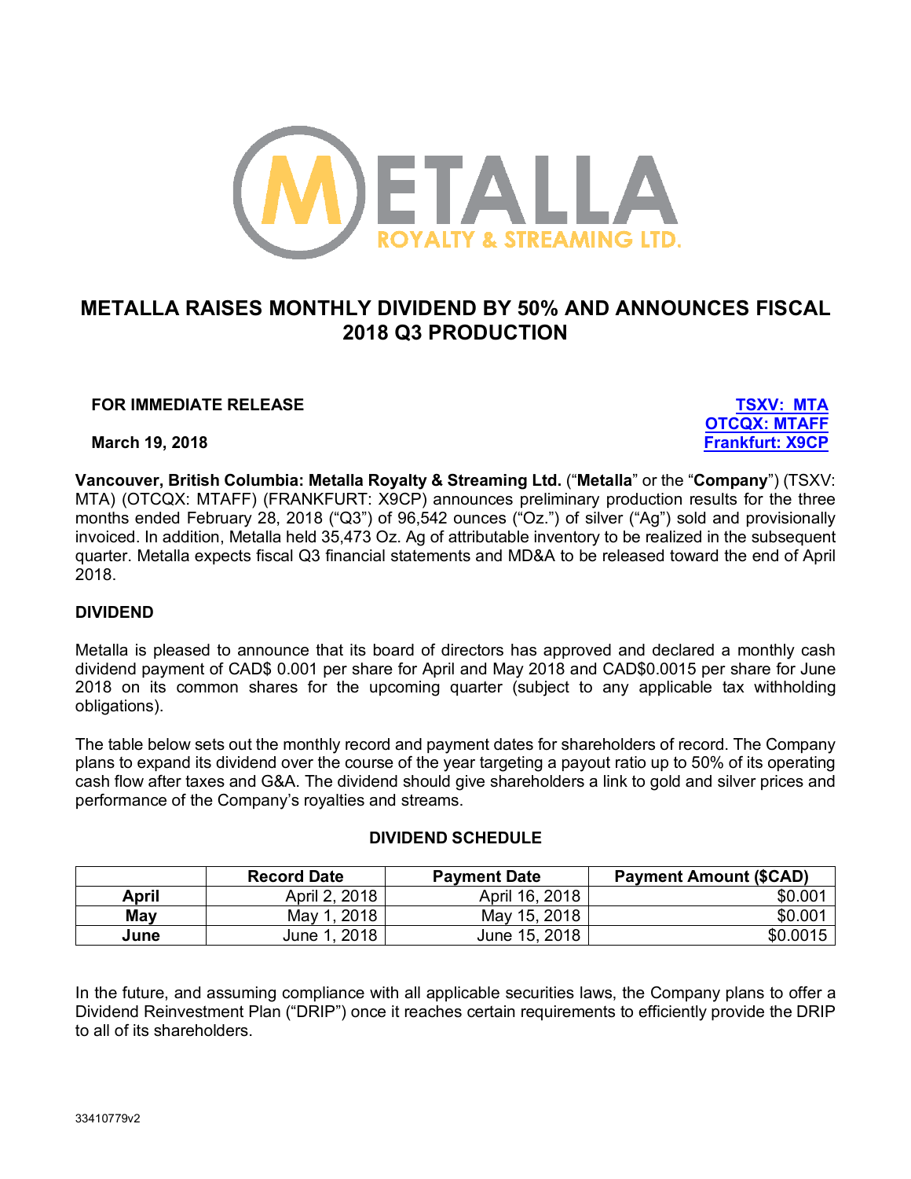# METALLA RAISES MONTHLY DIVIDEND BY 50% AND ANNOUNCES FISCAL 2018 Q3 PRODUCTION

**FOR IMMEDIATE RELEASE**

**March 19, 2018**

**TSXV: MTA**
**OTCQX: MTAFF**
**Frankfurt: X9CP**

**Vancouver, British Columbia: Metalla Royalty & Streaming Ltd.** ("**Metalla**" or the "**Company**") (TSXV: MTA) (OTCQX: MTAFF) (FRANKFURT: X9CP) announces preliminary production results for the three months ended February 28, 2018 ("Q3") of 96,542 ounces ("Oz.") of silver ("Ag") sold and provisionally invoiced. In addition, Metalla held 35,473 Oz. Ag of attributable inventory to be realized in the subsequent quarter. Metalla expects fiscal Q3 financial statements and MD&A to be released toward the end of April 2018.

## DIVIDEND

Metalla is pleased to announce that its board of directors has approved and declared a monthly cash dividend payment of CAD$ 0.001 per share for April and May 2018 and CAD$0.0015 per share for June 2018 on its common shares for the upcoming quarter (subject to any applicable tax withholding obligations).

The table below sets out the monthly record and payment dates for shareholders of record. The Company plans to expand its dividend over the course of the year targeting a payout ratio up to 50% of its operating cash flow after taxes and G&A. The dividend should give shareholders a link to gold and silver prices and performance of the Company's royalties and streams.

**DIVIDEND SCHEDULE**

| | Record Date | Payment Date | Payment Amount ($CAD) |
|---|---|---|---|
| **April** | April 2, 2018 | April 16, 2018 | $0.001 |
| **May** | May 1, 2018 | May 15, 2018 | $0.001 |
| **June** | June 1, 2018 | June 15, 2018 | $0.0015 |

In the future, and assuming compliance with all applicable securities laws, the Company plans to offer a Dividend Reinvestment Plan ("DRIP") once it reaches certain requirements to efficiently provide the DRIP to all of its shareholders.

33410779v2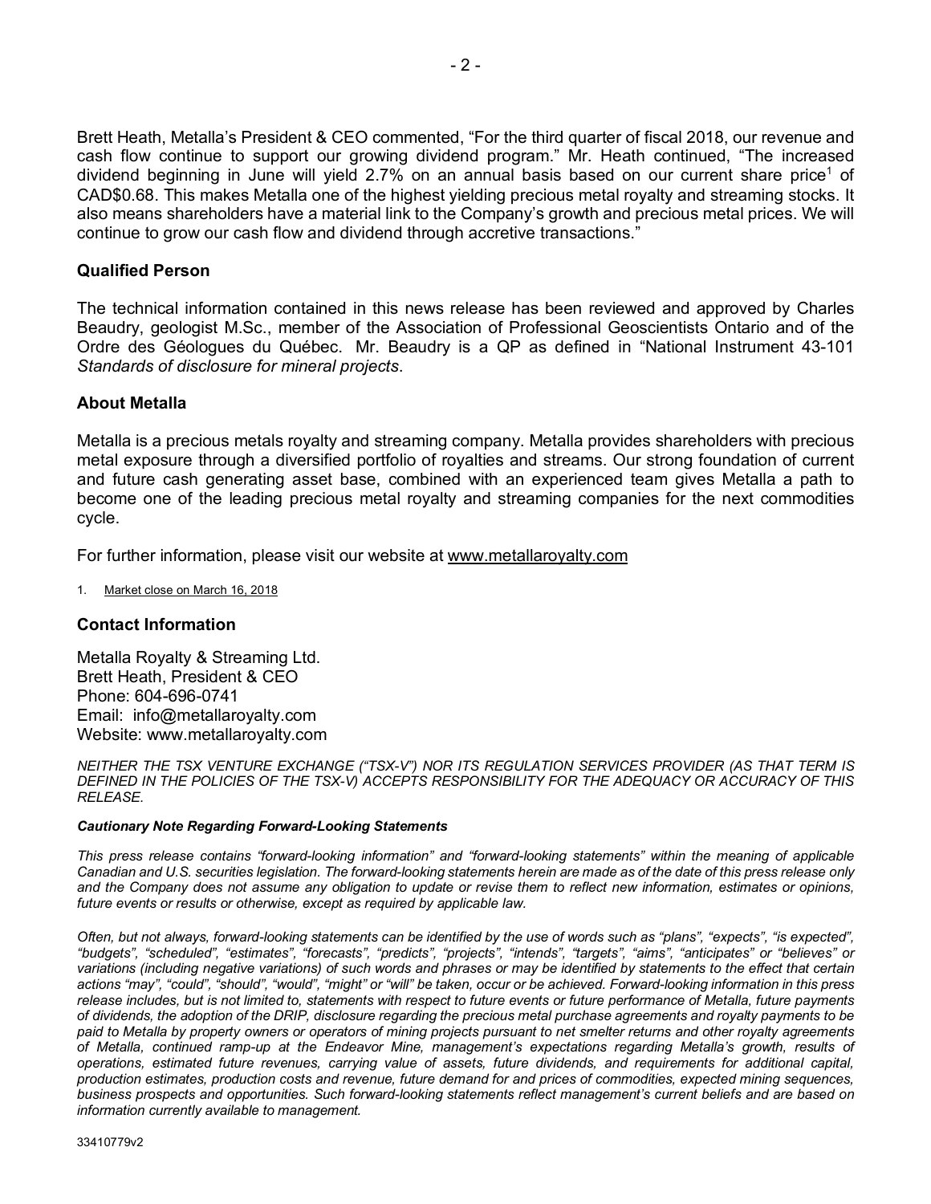Brett Heath, Metalla's President & CEO commented, "For the third quarter of fiscal 2018, our revenue and cash flow continue to support our growing dividend program." Mr. Heath continued, "The increased dividend beginning in June will yield 2.7% on an annual basis based on our current share price[1] of CAD$0.68. This makes Metalla one of the highest yielding precious metal royalty and streaming stocks. It also means shareholders have a material link to the Company's growth and precious metal prices. We will continue to grow our cash flow and dividend through accretive transactions."

## Qualified Person

The technical information contained in this news release has been reviewed and approved by Charles Beaudry, geologist M.Sc., member of the Association of Professional Geoscientists Ontario and of the Ordre des Géologues du Québec. Mr. Beaudry is a QP as defined in "National Instrument 43-101 *Standards of disclosure for mineral projects*.

## About Metalla

Metalla is a precious metals royalty and streaming company. Metalla provides shareholders with precious metal exposure through a diversified portfolio of royalties and streams. Our strong foundation of current and future cash generating asset base, combined with an experienced team gives Metalla a path to become one of the leading precious metal royalty and streaming companies for the next commodities cycle.

For further information, please visit our website at www.metallaroyalty.com

1. Market close on March 16, 2018

## Contact Information

Metalla Royalty & Streaming Ltd.
Brett Heath, President & CEO
Phone: 604-696-0741
Email: info@metallaroyalty.com
Website: www.metallaroyalty.com

*NEITHER THE TSX VENTURE EXCHANGE ("TSX-V") NOR ITS REGULATION SERVICES PROVIDER (AS THAT TERM IS DEFINED IN THE POLICIES OF THE TSX-V) ACCEPTS RESPONSIBILITY FOR THE ADEQUACY OR ACCURACY OF THIS RELEASE.*

***Cautionary Note Regarding Forward-Looking Statements***

*This press release contains "forward-looking information" and "forward-looking statements" within the meaning of applicable Canadian and U.S. securities legislation. The forward-looking statements herein are made as of the date of this press release only and the Company does not assume any obligation to update or revise them to reflect new information, estimates or opinions, future events or results or otherwise, except as required by applicable law.*

*Often, but not always, forward-looking statements can be identified by the use of words such as "plans", "expects", "is expected", "budgets", "scheduled", "estimates", "forecasts", "predicts", "projects", "intends", "targets", "aims", "anticipates" or "believes" or variations (including negative variations) of such words and phrases or may be identified by statements to the effect that certain actions "may", "could", "should", "would", "might" or "will" be taken, occur or be achieved. Forward-looking information in this press release includes, but is not limited to, statements with respect to future events or future performance of Metalla, future payments of dividends, the adoption of the DRIP, disclosure regarding the precious metal purchase agreements and royalty payments to be paid to Metalla by property owners or operators of mining projects pursuant to net smelter returns and other royalty agreements of Metalla, continued ramp-up at the Endeavor Mine, management's expectations regarding Metalla's growth, results of operations, estimated future revenues, carrying value of assets, future dividends, and requirements for additional capital, production estimates, production costs and revenue, future demand for and prices of commodities, expected mining sequences, business prospects and opportunities. Such forward-looking statements reflect management's current beliefs and are based on information currently available to management.*

33410779v2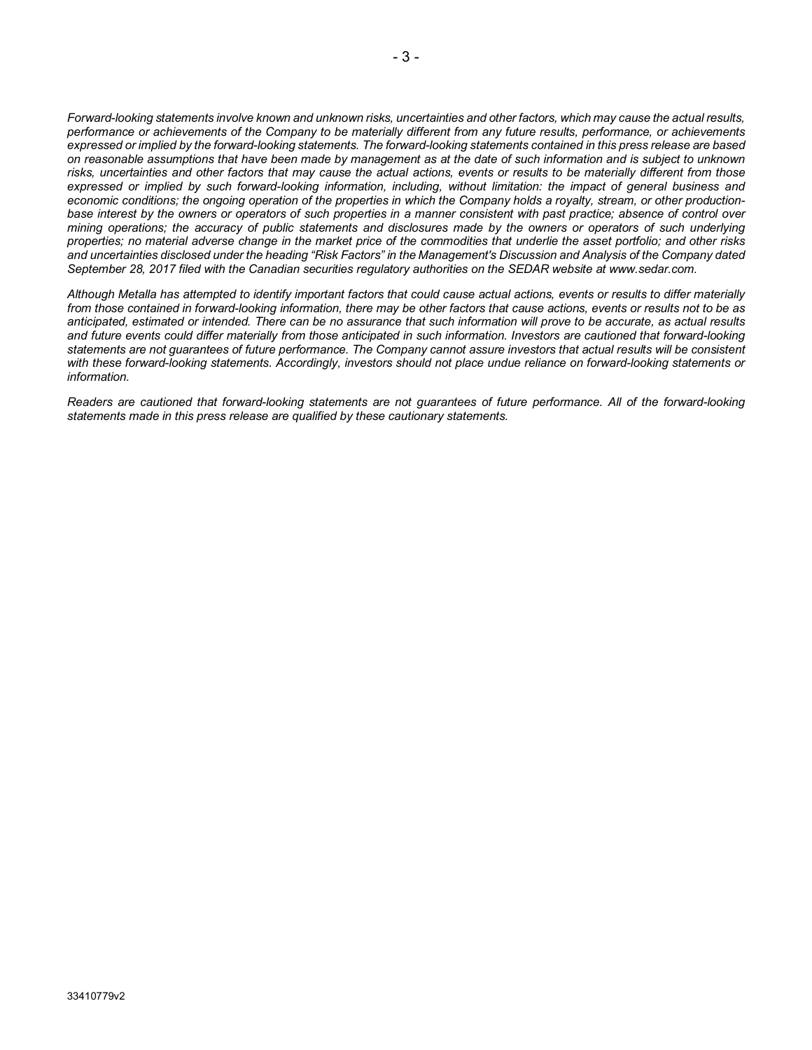*Forward-looking statements involve known and unknown risks, uncertainties and other factors, which may cause the actual results, performance or achievements of the Company to be materially different from any future results, performance, or achievements expressed or implied by the forward-looking statements. The forward-looking statements contained in this press release are based on reasonable assumptions that have been made by management as at the date of such information and is subject to unknown risks, uncertainties and other factors that may cause the actual actions, events or results to be materially different from those expressed or implied by such forward-looking information, including, without limitation: the impact of general business and economic conditions; the ongoing operation of the properties in which the Company holds a royalty, stream, or other production-base interest by the owners or operators of such properties in a manner consistent with past practice; absence of control over mining operations; the accuracy of public statements and disclosures made by the owners or operators of such underlying properties; no material adverse change in the market price of the commodities that underlie the asset portfolio; and other risks and uncertainties disclosed under the heading "Risk Factors" in the Management's Discussion and Analysis of the Company dated September 28, 2017 filed with the Canadian securities regulatory authorities on the SEDAR website at www.sedar.com.*

*Although Metalla has attempted to identify important factors that could cause actual actions, events or results to differ materially from those contained in forward-looking information, there may be other factors that cause actions, events or results not to be as anticipated, estimated or intended. There can be no assurance that such information will prove to be accurate, as actual results and future events could differ materially from those anticipated in such information. Investors are cautioned that forward-looking statements are not guarantees of future performance. The Company cannot assure investors that actual results will be consistent with these forward-looking statements. Accordingly, investors should not place undue reliance on forward-looking statements or information.*

*Readers are cautioned that forward-looking statements are not guarantees of future performance. All of the forward-looking statements made in this press release are qualified by these cautionary statements.*

33410779v2